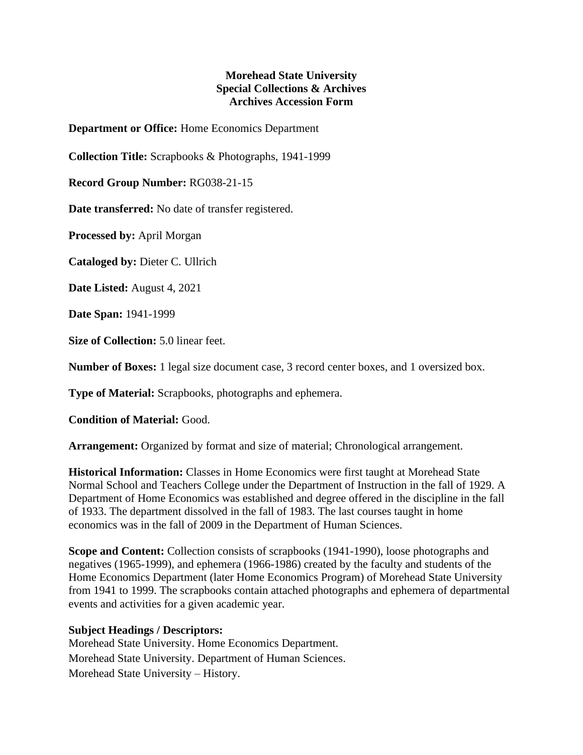# Morehead State University
## Special Collections & Archives
## Archives Accession Form

**Department or Office:** Home Economics Department

**Collection Title:** Scrapbooks & Photographs, 1941-1999

**Record Group Number:** RG038-21-15

**Date transferred:** No date of transfer registered.

**Processed by:** April Morgan

**Cataloged by:** Dieter C. Ullrich

**Date Listed:** August 4, 2021

**Date Span:** 1941-1999

**Size of Collection:** 5.0 linear feet.

**Number of Boxes:** 1 legal size document case, 3 record center boxes, and 1 oversized box.

**Type of Material:** Scrapbooks, photographs and ephemera.

**Condition of Material:** Good.

**Arrangement:** Organized by format and size of material; Chronological arrangement.

**Historical Information:** Classes in Home Economics were first taught at Morehead State Normal School and Teachers College under the Department of Instruction in the fall of 1929. A Department of Home Economics was established and degree offered in the discipline in the fall of 1933. The department dissolved in the fall of 1983. The last courses taught in home economics was in the fall of 2009 in the Department of Human Sciences.

**Scope and Content:** Collection consists of scrapbooks (1941-1990), loose photographs and negatives (1965-1999), and ephemera (1966-1986) created by the faculty and students of the Home Economics Department (later Home Economics Program) of Morehead State University from 1941 to 1999. The scrapbooks contain attached photographs and ephemera of departmental events and activities for a given academic year.

**Subject Headings / Descriptors:**
Morehead State University. Home Economics Department.
Morehead State University. Department of Human Sciences.
Morehead State University – History.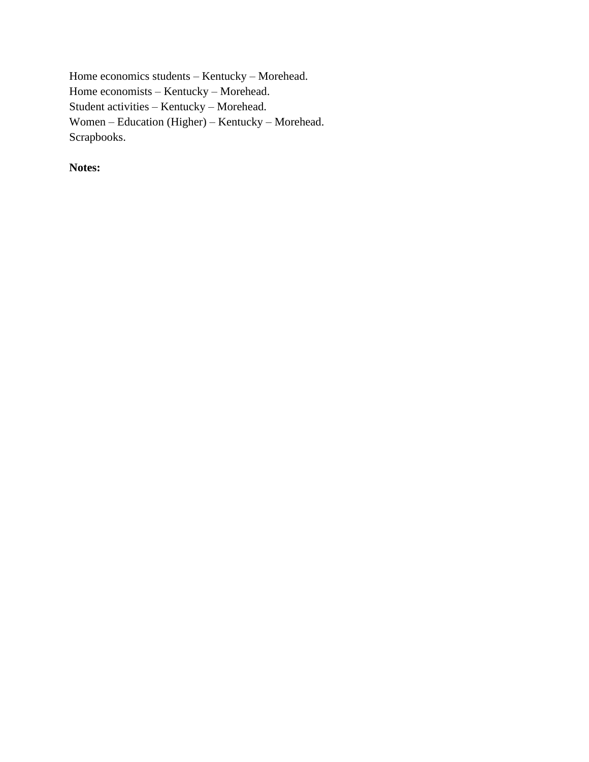Home economics students – Kentucky – Morehead.
Home economists – Kentucky – Morehead.
Student activities – Kentucky – Morehead.
Women – Education (Higher) – Kentucky – Morehead.
Scrapbooks.

**Notes:**